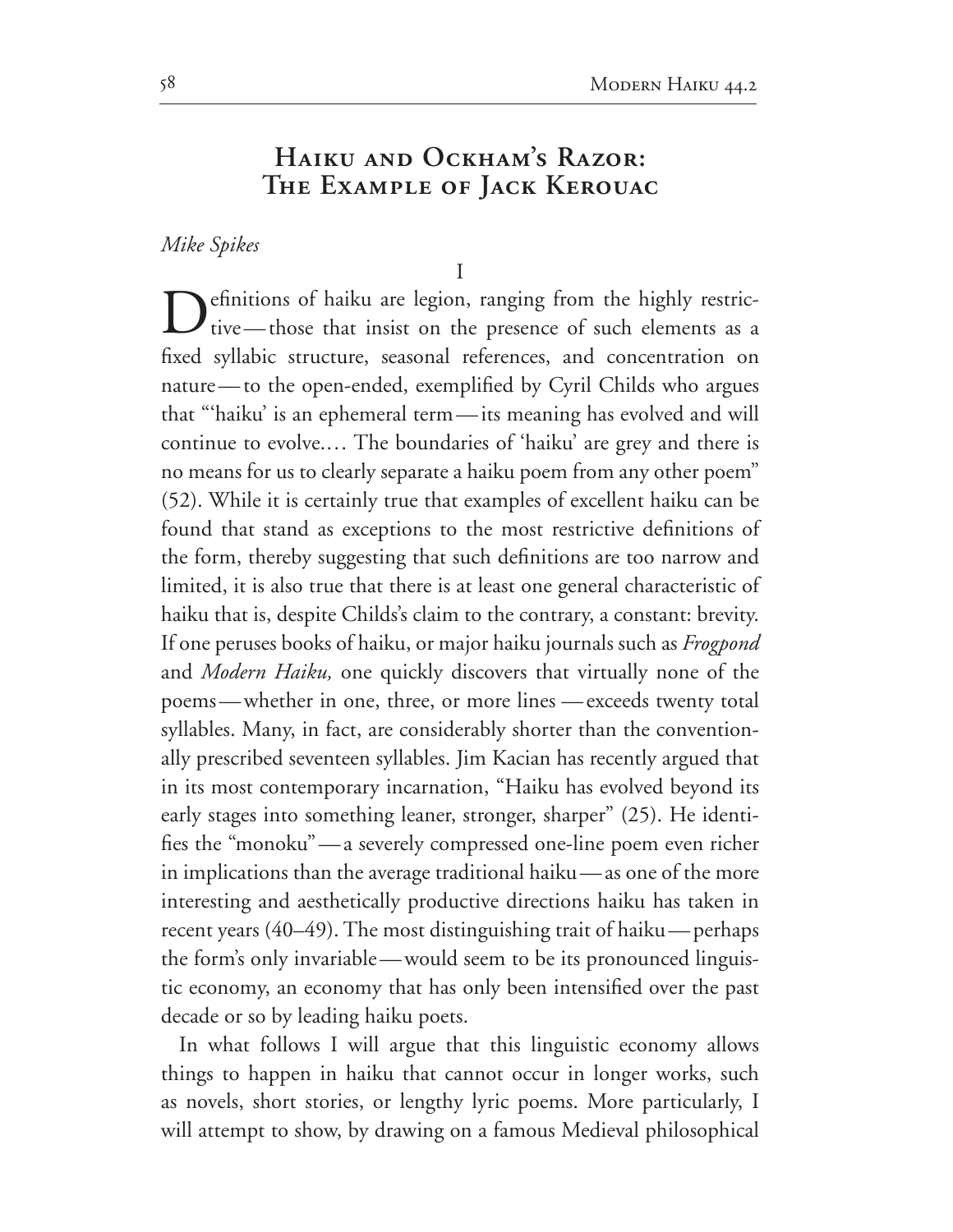# Haiku and Ockham's Razor: The Example of Jack Kerouac

*Mike Spikes*

I

Definitions of haiku are legion, ranging from the highly restrictive—those that insist on the presence of such elements as a fixed syllabic structure, seasonal references, and concentration on nature—to the open-ended, exemplified by Cyril Childs who argues that "'haiku' is an ephemeral term—its meaning has evolved and will continue to evolve.… The boundaries of 'haiku' are grey and there is no means for us to clearly separate a haiku poem from any other poem" (52). While it is certainly true that examples of excellent haiku can be found that stand as exceptions to the most restrictive definitions of the form, thereby suggesting that such definitions are too narrow and limited, it is also true that there is at least one general characteristic of haiku that is, despite Childs's claim to the contrary, a constant: brevity. If one peruses books of haiku, or major haiku journals such as *Frogpond* and *Modern Haiku,* one quickly discovers that virtually none of the poems—whether in one, three, or more lines—exceeds twenty total syllables. Many, in fact, are considerably shorter than the conventionally prescribed seventeen syllables. Jim Kacian has recently argued that in its most contemporary incarnation, "Haiku has evolved beyond its early stages into something leaner, stronger, sharper" (25). He identifies the "monoku"—a severely compressed one-line poem even richer in implications than the average traditional haiku—as one of the more interesting and aesthetically productive directions haiku has taken in recent years (40–49). The most distinguishing trait of haiku—perhaps the form's only invariable—would seem to be its pronounced linguistic economy, an economy that has only been intensified over the past decade or so by leading haiku poets.

In what follows I will argue that this linguistic economy allows things to happen in haiku that cannot occur in longer works, such as novels, short stories, or lengthy lyric poems. More particularly, I will attempt to show, by drawing on a famous Medieval philosophical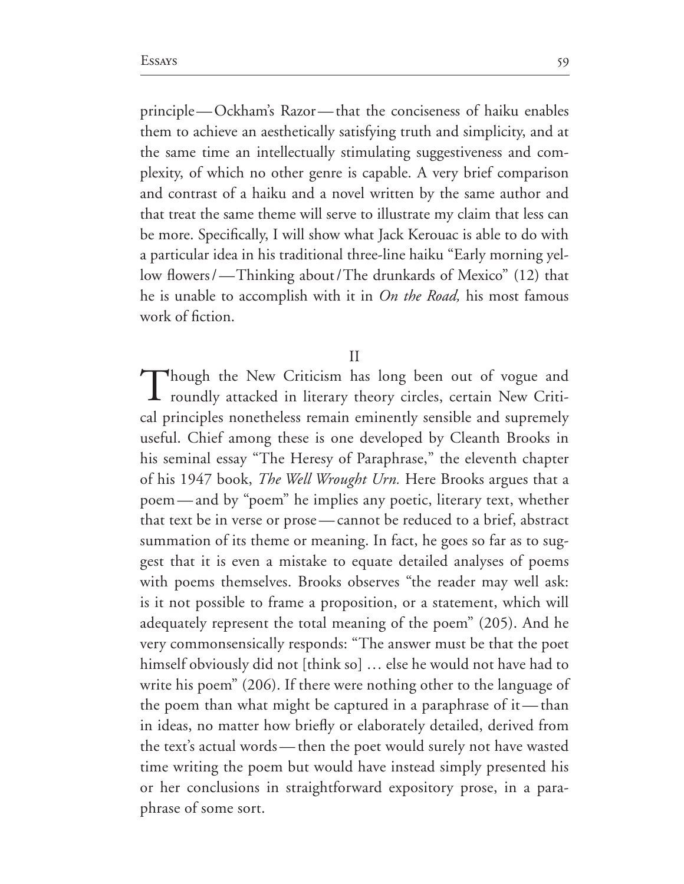principle — Ockham's Razor — that the conciseness of haiku enables them to achieve an aesthetically satisfying truth and simplicity, and at the same time an intellectually stimulating suggestiveness and complexity, of which no other genre is capable. A very brief comparison and contrast of a haiku and a novel written by the same author and that treat the same theme will serve to illustrate my claim that less can be more. Specifically, I will show what Jack Kerouac is able to do with a particular idea in his traditional three-line haiku "Early morning yellow flowers / — Thinking about / The drunkards of Mexico" (12) that he is unable to accomplish with it in *On the Road,* his most famous work of fiction.

## II

Though the New Criticism has long been out of vogue and roundly attacked in literary theory circles, certain New Critical principles nonetheless remain eminently sensible and supremely useful. Chief among these is one developed by Cleanth Brooks in his seminal essay "The Heresy of Paraphrase," the eleventh chapter of his 1947 book, *The Well Wrought Urn.* Here Brooks argues that a poem — and by "poem" he implies any poetic, literary text, whether that text be in verse or prose — cannot be reduced to a brief, abstract summation of its theme or meaning. In fact, he goes so far as to suggest that it is even a mistake to equate detailed analyses of poems with poems themselves. Brooks observes "the reader may well ask: is it not possible to frame a proposition, or a statement, which will adequately represent the total meaning of the poem" (205). And he very commonsensically responds: "The answer must be that the poet himself obviously did not [think so] … else he would not have had to write his poem" (206). If there were nothing other to the language of the poem than what might be captured in a paraphrase of it — than in ideas, no matter how briefly or elaborately detailed, derived from the text's actual words — then the poet would surely not have wasted time writing the poem but would have instead simply presented his or her conclusions in straightforward expository prose, in a paraphrase of some sort.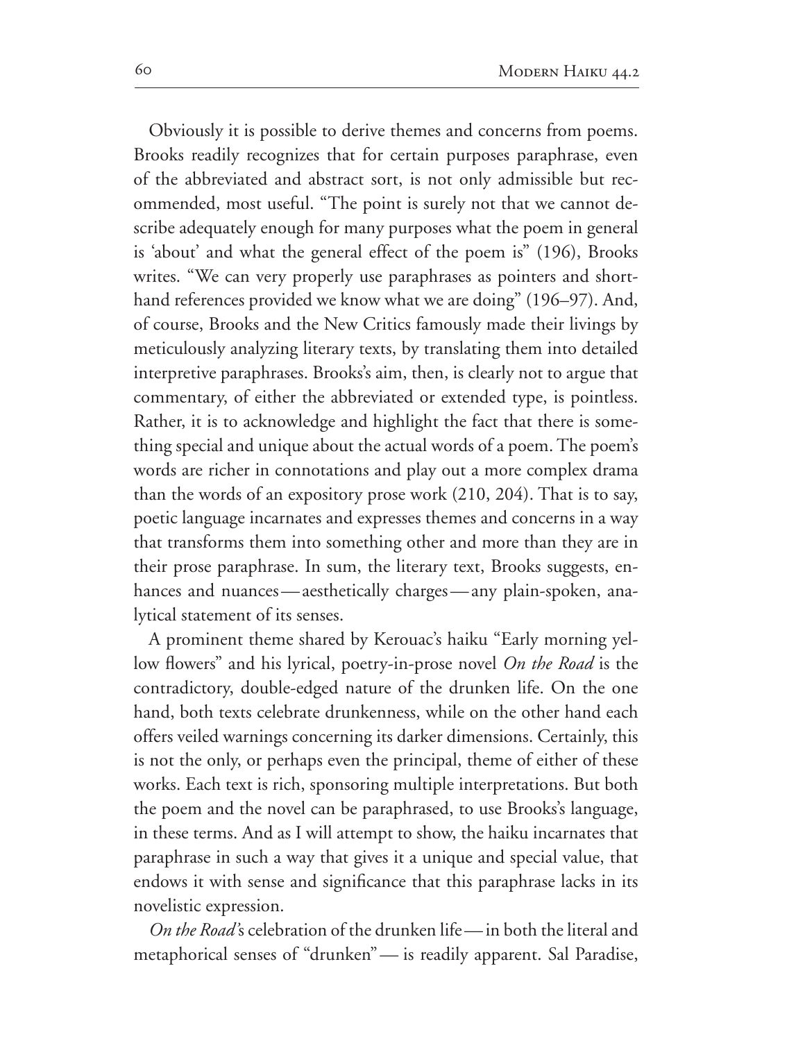Obviously it is possible to derive themes and concerns from poems. Brooks readily recognizes that for certain purposes paraphrase, even of the abbreviated and abstract sort, is not only admissible but recommended, most useful. "The point is surely not that we cannot describe adequately enough for many purposes what the poem in general is 'about' and what the general effect of the poem is" (196), Brooks writes. "We can very properly use paraphrases as pointers and shorthand references provided we know what we are doing" (196–97). And, of course, Brooks and the New Critics famously made their livings by meticulously analyzing literary texts, by translating them into detailed interpretive paraphrases. Brooks's aim, then, is clearly not to argue that commentary, of either the abbreviated or extended type, is pointless. Rather, it is to acknowledge and highlight the fact that there is something special and unique about the actual words of a poem. The poem's words are richer in connotations and play out a more complex drama than the words of an expository prose work (210, 204). That is to say, poetic language incarnates and expresses themes and concerns in a way that transforms them into something other and more than they are in their prose paraphrase. In sum, the literary text, Brooks suggests, enhances and nuances—aesthetically charges—any plain-spoken, analytical statement of its senses.

A prominent theme shared by Kerouac's haiku "Early morning yellow flowers" and his lyrical, poetry-in-prose novel *On the Road* is the contradictory, double-edged nature of the drunken life. On the one hand, both texts celebrate drunkenness, while on the other hand each offers veiled warnings concerning its darker dimensions. Certainly, this is not the only, or perhaps even the principal, theme of either of these works. Each text is rich, sponsoring multiple interpretations. But both the poem and the novel can be paraphrased, to use Brooks's language, in these terms. And as I will attempt to show, the haiku incarnates that paraphrase in such a way that gives it a unique and special value, that endows it with sense and significance that this paraphrase lacks in its novelistic expression.

*On the Road*'s celebration of the drunken life—in both the literal and metaphorical senses of "drunken"— is readily apparent. Sal Paradise,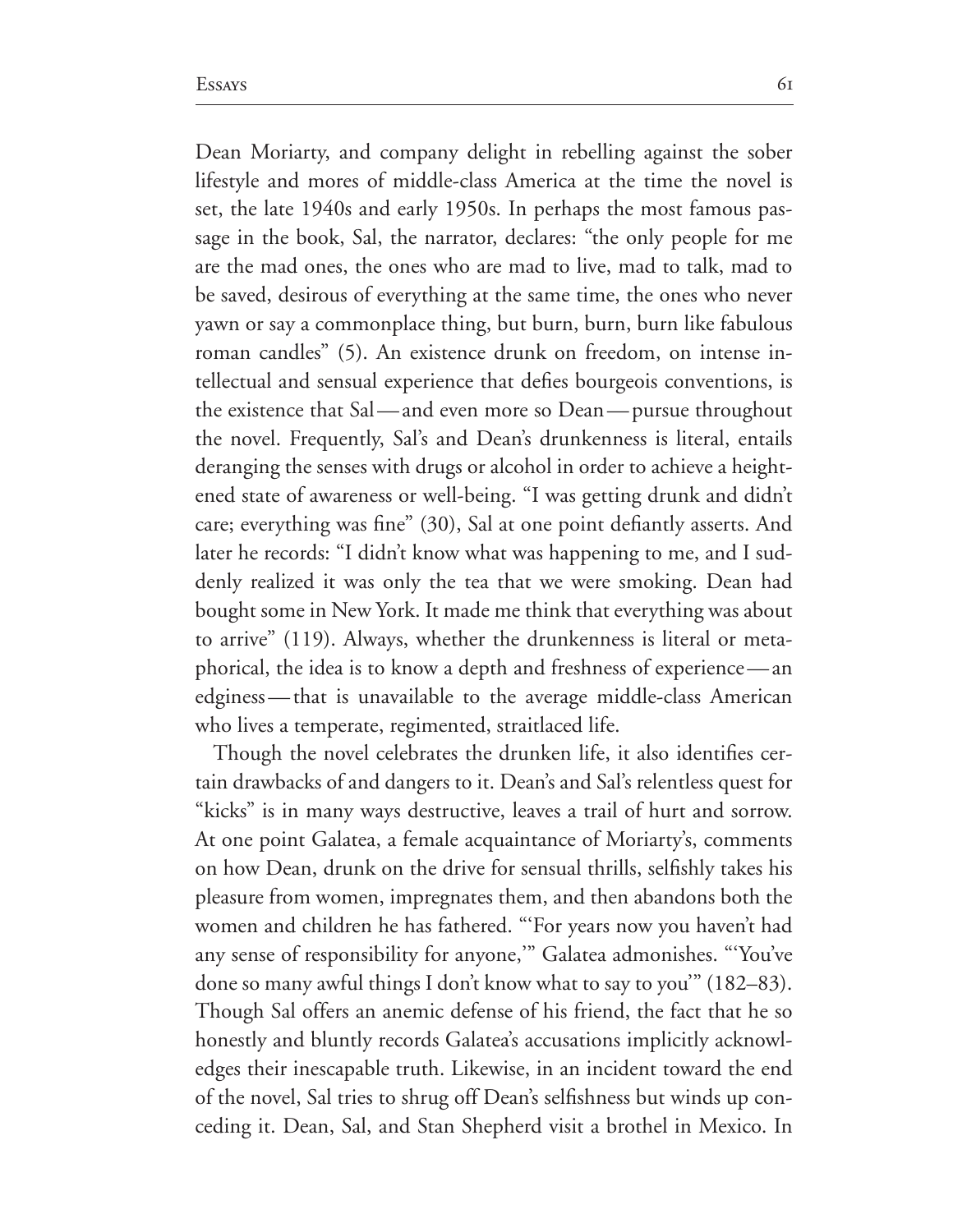Dean Moriarty, and company delight in rebelling against the sober lifestyle and mores of middle-class America at the time the novel is set, the late 1940s and early 1950s. In perhaps the most famous passage in the book, Sal, the narrator, declares: "the only people for me are the mad ones, the ones who are mad to live, mad to talk, mad to be saved, desirous of everything at the same time, the ones who never yawn or say a commonplace thing, but burn, burn, burn like fabulous roman candles" (5). An existence drunk on freedom, on intense intellectual and sensual experience that defies bourgeois conventions, is the existence that Sal — and even more so Dean — pursue throughout the novel. Frequently, Sal's and Dean's drunkenness is literal, entails deranging the senses with drugs or alcohol in order to achieve a heightened state of awareness or well-being. "I was getting drunk and didn't care; everything was fine" (30), Sal at one point defiantly asserts. And later he records: "I didn't know what was happening to me, and I suddenly realized it was only the tea that we were smoking. Dean had bought some in New York. It made me think that everything was about to arrive" (119). Always, whether the drunkenness is literal or metaphorical, the idea is to know a depth and freshness of experience — an edginess — that is unavailable to the average middle-class American who lives a temperate, regimented, straitlaced life.

Though the novel celebrates the drunken life, it also identifies certain drawbacks of and dangers to it. Dean's and Sal's relentless quest for "kicks" is in many ways destructive, leaves a trail of hurt and sorrow. At one point Galatea, a female acquaintance of Moriarty's, comments on how Dean, drunk on the drive for sensual thrills, selfishly takes his pleasure from women, impregnates them, and then abandons both the women and children he has fathered. "'For years now you haven't had any sense of responsibility for anyone,'" Galatea admonishes. "'You've done so many awful things I don't know what to say to you'" (182–83). Though Sal offers an anemic defense of his friend, the fact that he so honestly and bluntly records Galatea's accusations implicitly acknowledges their inescapable truth. Likewise, in an incident toward the end of the novel, Sal tries to shrug off Dean's selfishness but winds up conceding it. Dean, Sal, and Stan Shepherd visit a brothel in Mexico. In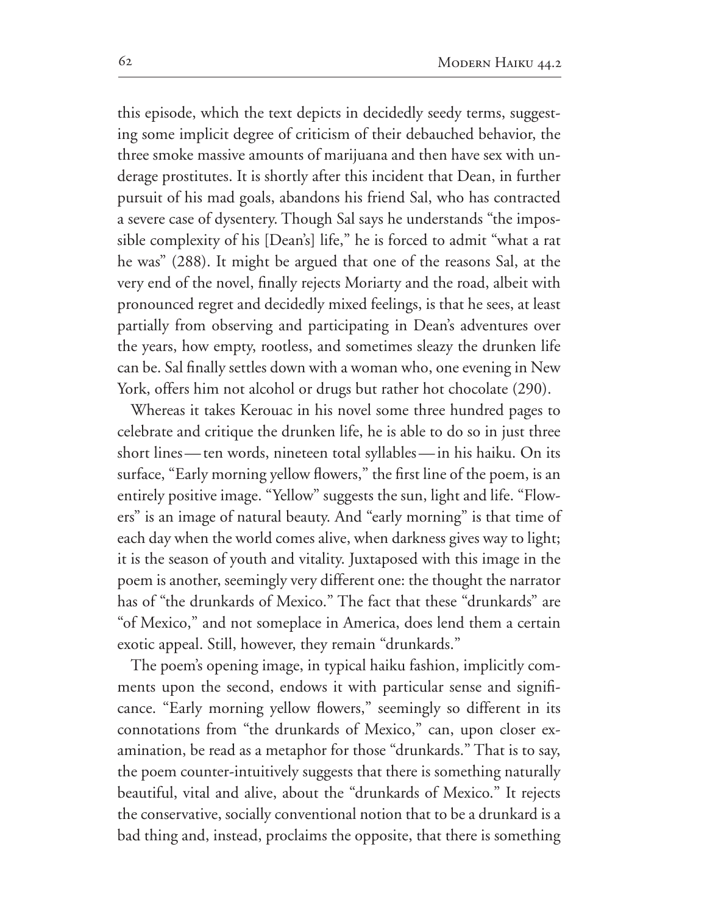this episode, which the text depicts in decidedly seedy terms, suggesting some implicit degree of criticism of their debauched behavior, the three smoke massive amounts of marijuana and then have sex with underage prostitutes. It is shortly after this incident that Dean, in further pursuit of his mad goals, abandons his friend Sal, who has contracted a severe case of dysentery. Though Sal says he understands "the impossible complexity of his [Dean's] life," he is forced to admit "what a rat he was" (288). It might be argued that one of the reasons Sal, at the very end of the novel, finally rejects Moriarty and the road, albeit with pronounced regret and decidedly mixed feelings, is that he sees, at least partially from observing and participating in Dean's adventures over the years, how empty, rootless, and sometimes sleazy the drunken life can be. Sal finally settles down with a woman who, one evening in New York, offers him not alcohol or drugs but rather hot chocolate (290).

Whereas it takes Kerouac in his novel some three hundred pages to celebrate and critique the drunken life, he is able to do so in just three short lines—ten words, nineteen total syllables—in his haiku. On its surface, "Early morning yellow flowers," the first line of the poem, is an entirely positive image. "Yellow" suggests the sun, light and life. "Flowers" is an image of natural beauty. And "early morning" is that time of each day when the world comes alive, when darkness gives way to light; it is the season of youth and vitality. Juxtaposed with this image in the poem is another, seemingly very different one: the thought the narrator has of "the drunkards of Mexico." The fact that these "drunkards" are "of Mexico," and not someplace in America, does lend them a certain exotic appeal. Still, however, they remain "drunkards."

The poem's opening image, in typical haiku fashion, implicitly comments upon the second, endows it with particular sense and significance. "Early morning yellow flowers," seemingly so different in its connotations from "the drunkards of Mexico," can, upon closer examination, be read as a metaphor for those "drunkards." That is to say, the poem counter-intuitively suggests that there is something naturally beautiful, vital and alive, about the "drunkards of Mexico." It rejects the conservative, socially conventional notion that to be a drunkard is a bad thing and, instead, proclaims the opposite, that there is something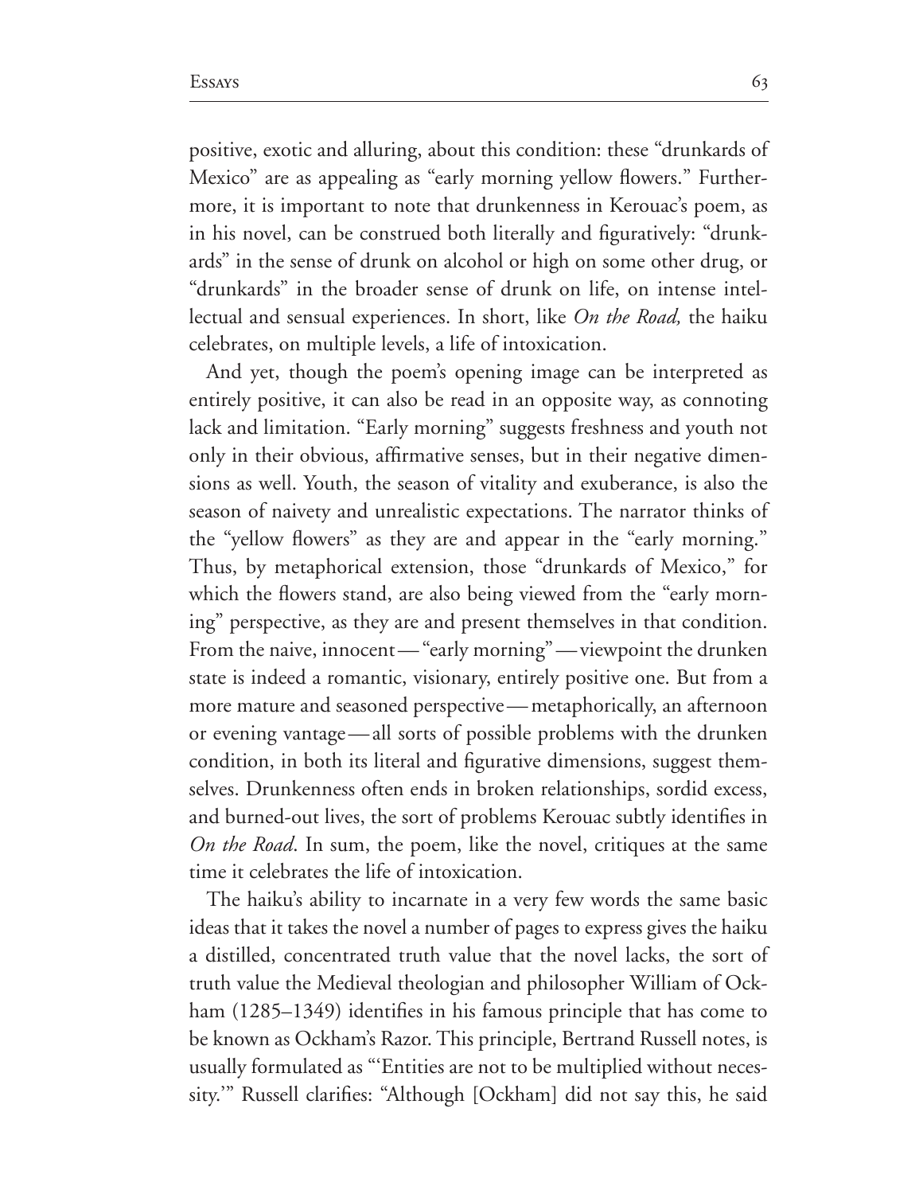positive, exotic and alluring, about this condition: these "drunkards of Mexico" are as appealing as "early morning yellow flowers." Furthermore, it is important to note that drunkenness in Kerouac's poem, as in his novel, can be construed both literally and figuratively: "drunkards" in the sense of drunk on alcohol or high on some other drug, or "drunkards" in the broader sense of drunk on life, on intense intellectual and sensual experiences. In short, like *On the Road,* the haiku celebrates, on multiple levels, a life of intoxication.

And yet, though the poem's opening image can be interpreted as entirely positive, it can also be read in an opposite way, as connoting lack and limitation. "Early morning" suggests freshness and youth not only in their obvious, affirmative senses, but in their negative dimensions as well. Youth, the season of vitality and exuberance, is also the season of naivety and unrealistic expectations. The narrator thinks of the "yellow flowers" as they are and appear in the "early morning." Thus, by metaphorical extension, those "drunkards of Mexico," for which the flowers stand, are also being viewed from the "early morning" perspective, as they are and present themselves in that condition. From the naive, innocent—"early morning"—viewpoint the drunken state is indeed a romantic, visionary, entirely positive one. But from a more mature and seasoned perspective—metaphorically, an afternoon or evening vantage—all sorts of possible problems with the drunken condition, in both its literal and figurative dimensions, suggest themselves. Drunkenness often ends in broken relationships, sordid excess, and burned-out lives, the sort of problems Kerouac subtly identifies in *On the Road*. In sum, the poem, like the novel, critiques at the same time it celebrates the life of intoxication.

The haiku's ability to incarnate in a very few words the same basic ideas that it takes the novel a number of pages to express gives the haiku a distilled, concentrated truth value that the novel lacks, the sort of truth value the Medieval theologian and philosopher William of Ockham (1285–1349) identifies in his famous principle that has come to be known as Ockham's Razor. This principle, Bertrand Russell notes, is usually formulated as "'Entities are not to be multiplied without necessity.'" Russell clarifies: "Although [Ockham] did not say this, he said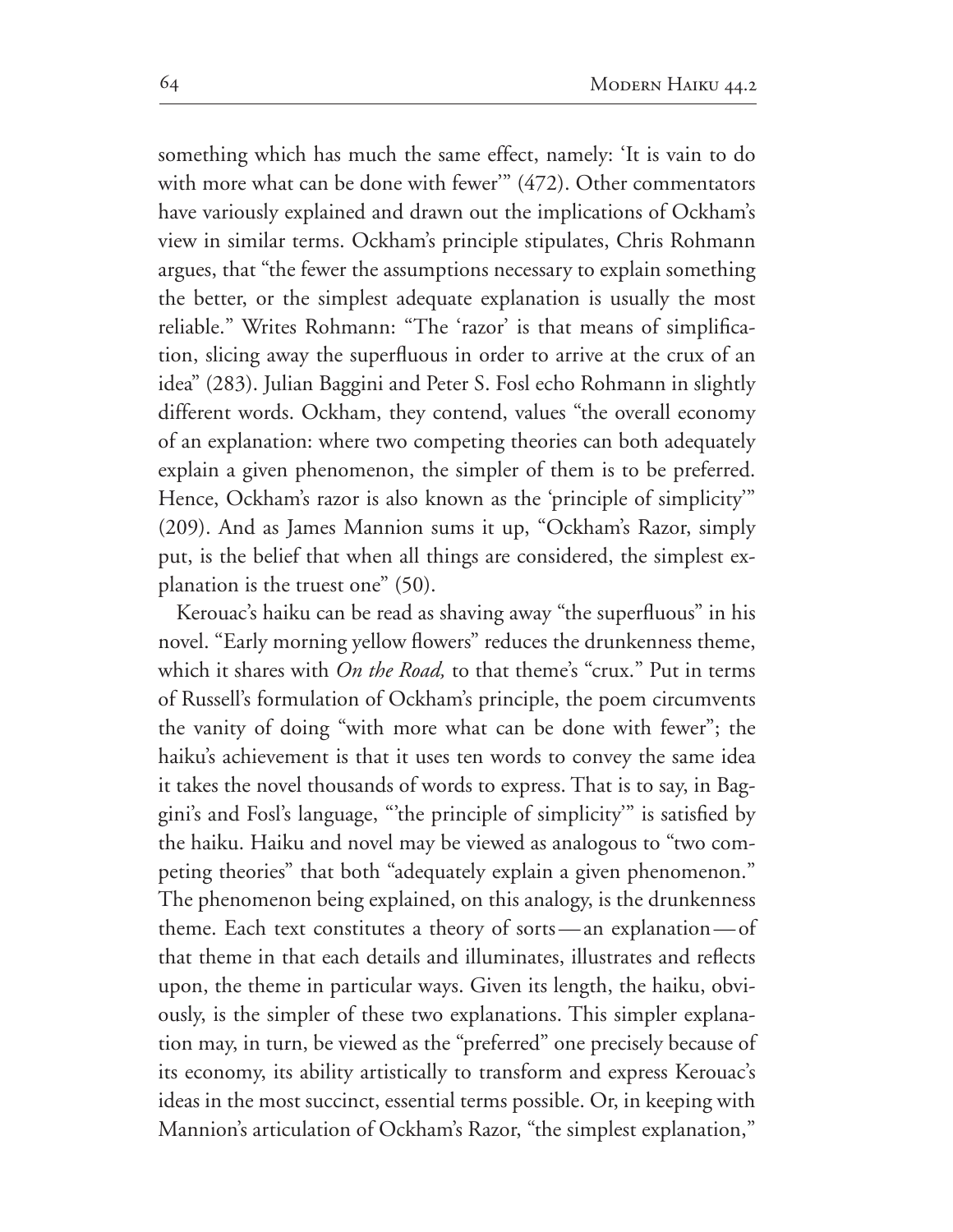something which has much the same effect, namely: 'It is vain to do with more what can be done with fewer'" (472). Other commentators have variously explained and drawn out the implications of Ockham's view in similar terms. Ockham's principle stipulates, Chris Rohmann argues, that "the fewer the assumptions necessary to explain something the better, or the simplest adequate explanation is usually the most reliable." Writes Rohmann: "The 'razor' is that means of simplification, slicing away the superfluous in order to arrive at the crux of an idea" (283). Julian Baggini and Peter S. Fosl echo Rohmann in slightly different words. Ockham, they contend, values "the overall economy of an explanation: where two competing theories can both adequately explain a given phenomenon, the simpler of them is to be preferred. Hence, Ockham's razor is also known as the 'principle of simplicity'" (209). And as James Mannion sums it up, "Ockham's Razor, simply put, is the belief that when all things are considered, the simplest explanation is the truest one" (50).

Kerouac's haiku can be read as shaving away "the superfluous" in his novel. "Early morning yellow flowers" reduces the drunkenness theme, which it shares with *On the Road,* to that theme's "crux." Put in terms of Russell's formulation of Ockham's principle, the poem circumvents the vanity of doing "with more what can be done with fewer"; the haiku's achievement is that it uses ten words to convey the same idea it takes the novel thousands of words to express. That is to say, in Baggini's and Fosl's language, "'the principle of simplicity'" is satisfied by the haiku. Haiku and novel may be viewed as analogous to "two competing theories" that both "adequately explain a given phenomenon." The phenomenon being explained, on this analogy, is the drunkenness theme. Each text constitutes a theory of sorts — an explanation — of that theme in that each details and illuminates, illustrates and reflects upon, the theme in particular ways. Given its length, the haiku, obviously, is the simpler of these two explanations. This simpler explanation may, in turn, be viewed as the "preferred" one precisely because of its economy, its ability artistically to transform and express Kerouac's ideas in the most succinct, essential terms possible. Or, in keeping with Mannion's articulation of Ockham's Razor, "the simplest explanation,"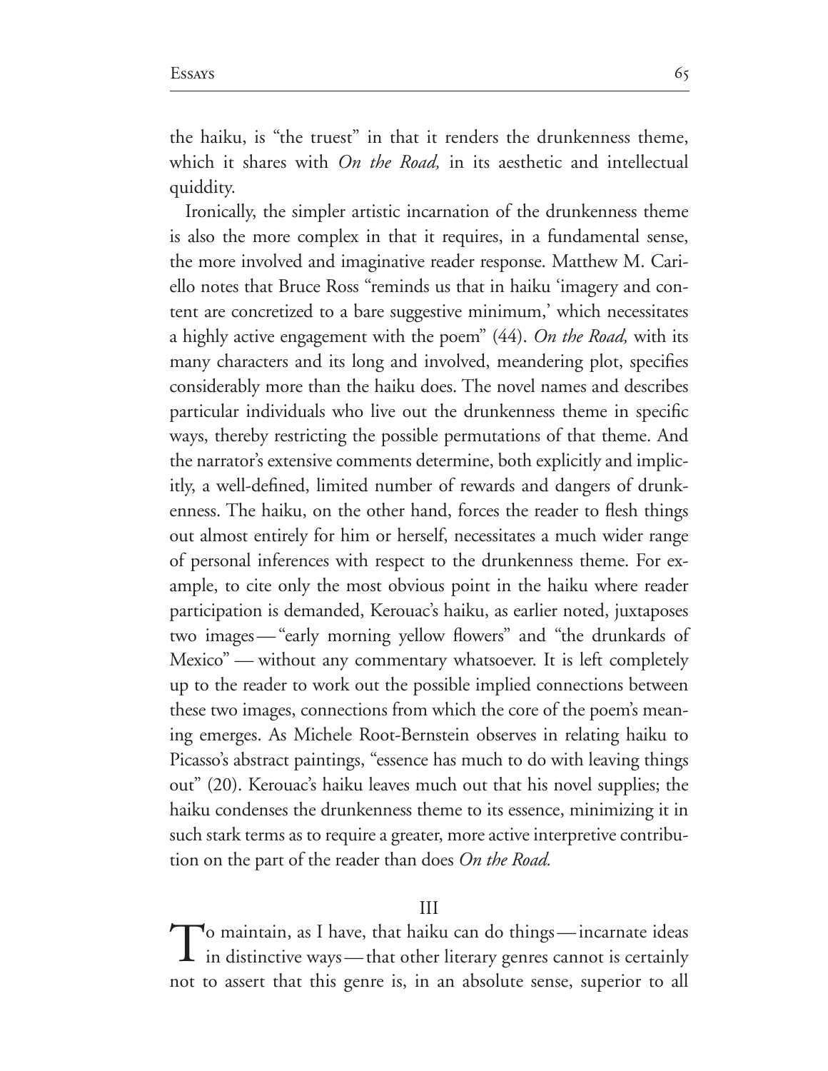the haiku, is "the truest" in that it renders the drunkenness theme, which it shares with *On the Road,* in its aesthetic and intellectual quiddity.

Ironically, the simpler artistic incarnation of the drunkenness theme is also the more complex in that it requires, in a fundamental sense, the more involved and imaginative reader response. Matthew M. Cariello notes that Bruce Ross "reminds us that in haiku 'imagery and content are concretized to a bare suggestive minimum,' which necessitates a highly active engagement with the poem" (44). *On the Road,* with its many characters and its long and involved, meandering plot, specifies considerably more than the haiku does. The novel names and describes particular individuals who live out the drunkenness theme in specific ways, thereby restricting the possible permutations of that theme. And the narrator's extensive comments determine, both explicitly and implicitly, a well-defined, limited number of rewards and dangers of drunkenness. The haiku, on the other hand, forces the reader to flesh things out almost entirely for him or herself, necessitates a much wider range of personal inferences with respect to the drunkenness theme. For example, to cite only the most obvious point in the haiku where reader participation is demanded, Kerouac's haiku, as earlier noted, juxtaposes two images — "early morning yellow flowers" and "the drunkards of Mexico" — without any commentary whatsoever. It is left completely up to the reader to work out the possible implied connections between these two images, connections from which the core of the poem's meaning emerges. As Michele Root-Bernstein observes in relating haiku to Picasso's abstract paintings, "essence has much to do with leaving things out" (20). Kerouac's haiku leaves much out that his novel supplies; the haiku condenses the drunkenness theme to its essence, minimizing it in such stark terms as to require a greater, more active interpretive contribution on the part of the reader than does *On the Road.*

## III

To maintain, as I have, that haiku can do things — incarnate ideas in distinctive ways — that other literary genres cannot is certainly not to assert that this genre is, in an absolute sense, superior to all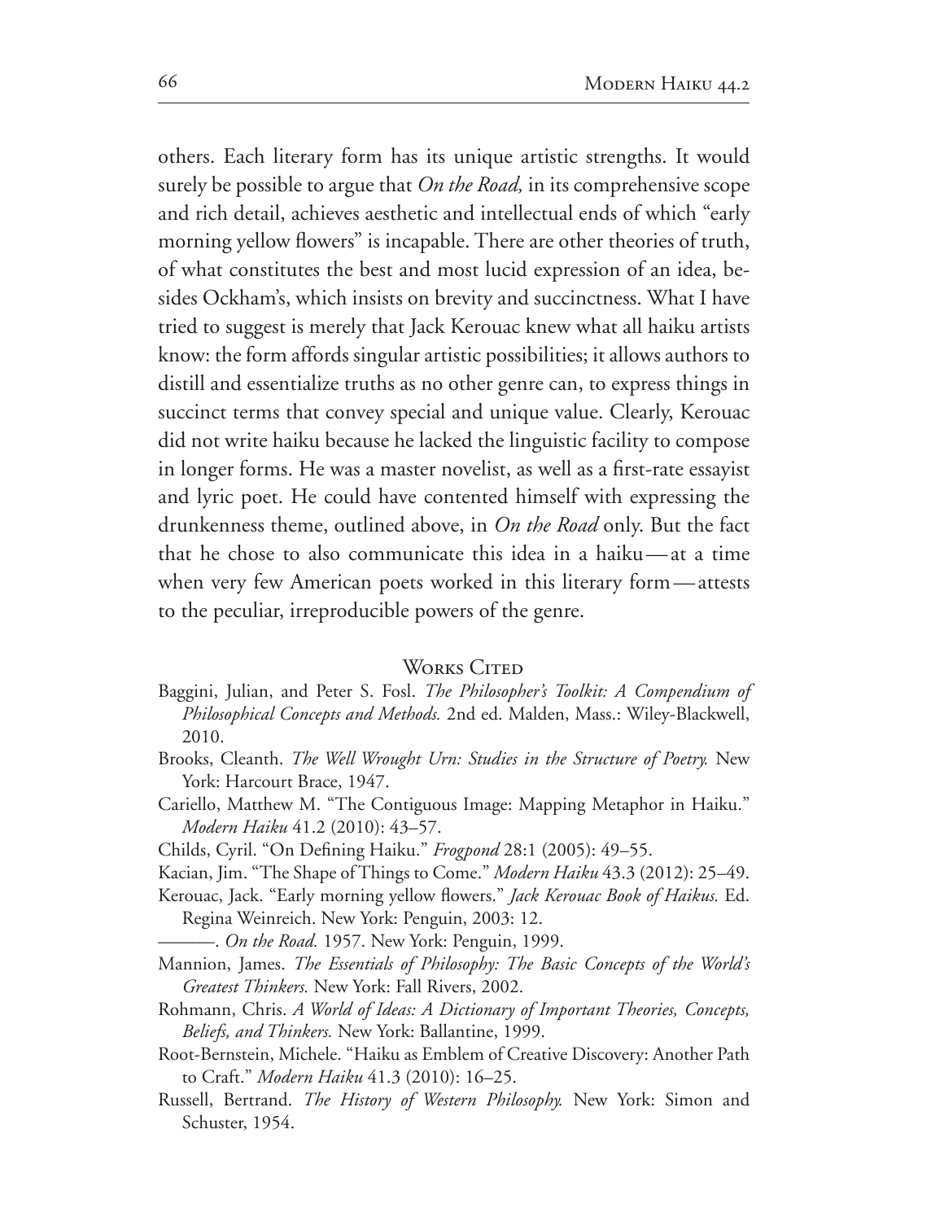others. Each literary form has its unique artistic strengths. It would surely be possible to argue that *On the Road,* in its comprehensive scope and rich detail, achieves aesthetic and intellectual ends of which "early morning yellow flowers" is incapable. There are other theories of truth, of what constitutes the best and most lucid expression of an idea, besides Ockham's, which insists on brevity and succinctness. What I have tried to suggest is merely that Jack Kerouac knew what all haiku artists know: the form affords singular artistic possibilities; it allows authors to distill and essentialize truths as no other genre can, to express things in succinct terms that convey special and unique value. Clearly, Kerouac did not write haiku because he lacked the linguistic facility to compose in longer forms. He was a master novelist, as well as a first-rate essayist and lyric poet. He could have contented himself with expressing the drunkenness theme, outlined above, in *On the Road* only. But the fact that he chose to also communicate this idea in a haiku—at a time when very few American poets worked in this literary form—attests to the peculiar, irreproducible powers of the genre.

## Works Cited

Baggini, Julian, and Peter S. Fosl. *The Philosopher's Toolkit: A Compendium of Philosophical Concepts and Methods.* 2nd ed. Malden, Mass.: Wiley-Blackwell, 2010.

Brooks, Cleanth. *The Well Wrought Urn: Studies in the Structure of Poetry.* New York: Harcourt Brace, 1947.

Cariello, Matthew M. "The Contiguous Image: Mapping Metaphor in Haiku." *Modern Haiku* 41.2 (2010): 43–57.

Childs, Cyril. "On Defining Haiku." *Frogpond* 28:1 (2005): 49–55.

Kacian, Jim. "The Shape of Things to Come." *Modern Haiku* 43.3 (2012): 25–49.

Kerouac, Jack. "Early morning yellow flowers." *Jack Kerouac Book of Haikus.* Ed. Regina Weinreich. New York: Penguin, 2003: 12.

———. *On the Road.* 1957. New York: Penguin, 1999.

Mannion, James. *The Essentials of Philosophy: The Basic Concepts of the World's Greatest Thinkers.* New York: Fall Rivers, 2002.

Rohmann, Chris. *A World of Ideas: A Dictionary of Important Theories, Concepts, Beliefs, and Thinkers.* New York: Ballantine, 1999.

Root-Bernstein, Michele. "Haiku as Emblem of Creative Discovery: Another Path to Craft." *Modern Haiku* 41.3 (2010): 16–25.

Russell, Bertrand. *The History of Western Philosophy.* New York: Simon and Schuster, 1954.